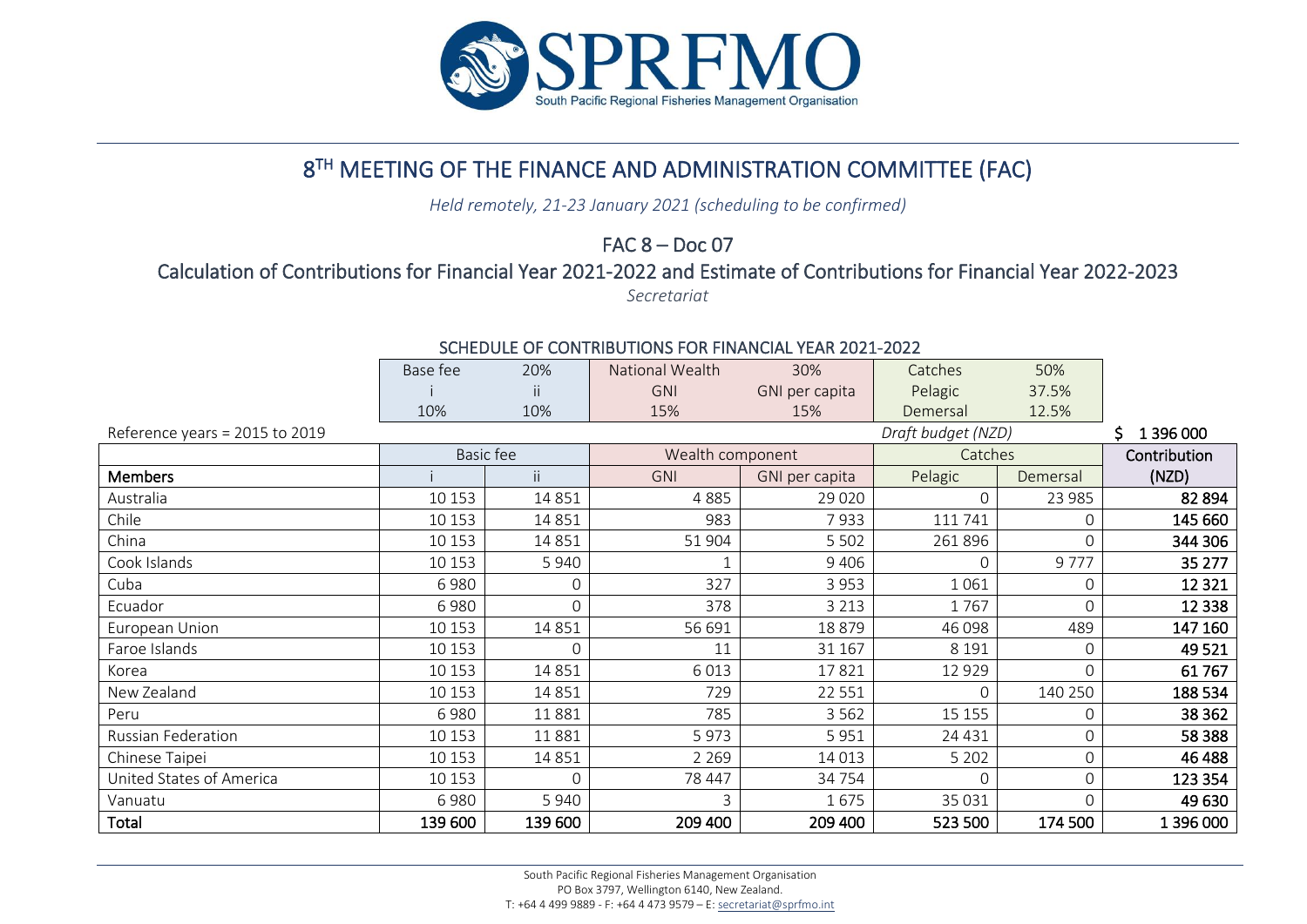# 8TH MEETING OF THE FINANCE AND ADMINISTRATION COMMITTEE (FAC)

*Held remotely, 21-23 January 2021 (scheduling to be confirmed)*

## FAC 8 – Doc 07

## Calculation of Contributions for Financial Year 2021-2022 and Estimate of Contributions for Financial Year 2022-2023

*Secretariat*

### SCHEDULE OF CONTRIBUTIONS FOR FINANCIAL YEAR 2021-2022

| Base fee | 20% | National Wealth | 30% | Catches | 50% |
|---|---|---|---|---|---|
| i | ii | GNI | GNI per capita | Pelagic | 37.5% |
| 10% | 10% | 15% | 15% | Demersal | 12.5% |

Reference years = 2015 to 2019 — *Draft budget (NZD)* $ 1 396 000

| | Basic fee | | Wealth component | | Catches | | Contribution |
|---|---|---|---|---|---|---|---|
| **Members** | i | ii | GNI | GNI per capita | Pelagic | Demersal | (NZD) |
| Australia | 10 153 | 14 851 | 4 885 | 29 020 | 0 | 23 985 | **82 894** |
| Chile | 10 153 | 14 851 | 983 | 7 933 | 111 741 | 0 | **145 660** |
| China | 10 153 | 14 851 | 51 904 | 5 502 | 261 896 | 0 | **344 306** |
| Cook Islands | 10 153 | 5 940 | 1 | 9 406 | 0 | 9 777 | **35 277** |
| Cuba | 6 980 | 0 | 327 | 3 953 | 1 061 | 0 | **12 321** |
| Ecuador | 6 980 | 0 | 378 | 3 213 | 1 767 | 0 | **12 338** |
| European Union | 10 153 | 14 851 | 56 691 | 18 879 | 46 098 | 489 | **147 160** |
| Faroe Islands | 10 153 | 0 | 11 | 31 167 | 8 191 | 0 | **49 521** |
| Korea | 10 153 | 14 851 | 6 013 | 17 821 | 12 929 | 0 | **61 767** |
| New Zealand | 10 153 | 14 851 | 729 | 22 551 | 0 | 140 250 | **188 534** |
| Peru | 6 980 | 11 881 | 785 | 3 562 | 15 155 | 0 | **38 362** |
| Russian Federation | 10 153 | 11 881 | 5 973 | 5 951 | 24 431 | 0 | **58 388** |
| Chinese Taipei | 10 153 | 14 851 | 2 269 | 14 013 | 5 202 | 0 | **46 488** |
| United States of America | 10 153 | 0 | 78 447 | 34 754 | 0 | 0 | **123 354** |
| Vanuatu | 6 980 | 5 940 | 3 | 1 675 | 35 031 | 0 | **49 630** |
| **Total** | **139 600** | **139 600** | **209 400** | **209 400** | **523 500** | **174 500** | **1 396 000** |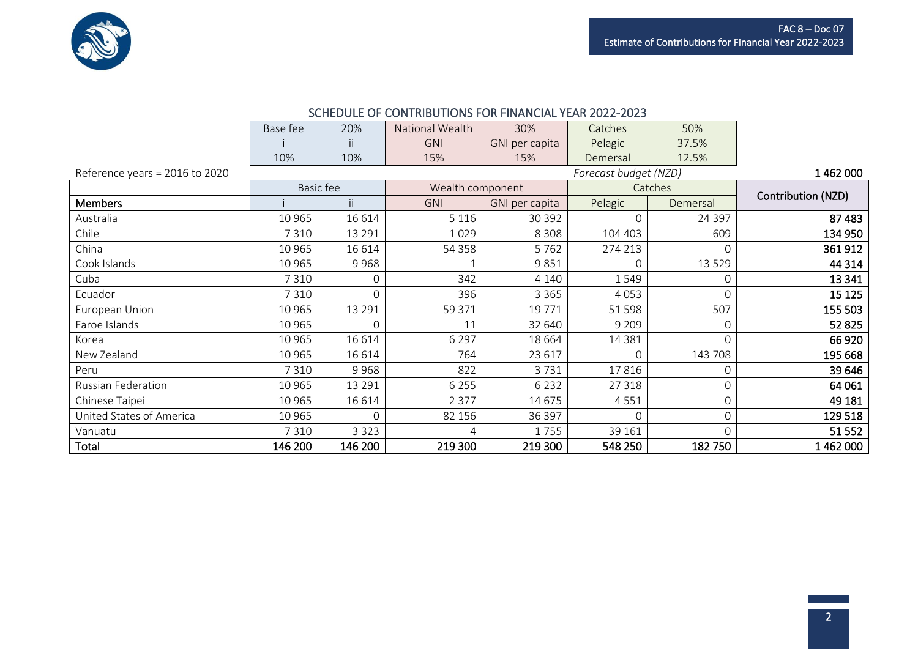## SCHEDULE OF CONTRIBUTIONS FOR FINANCIAL YEAR 2022-2023

| | Base fee | 20% | National Wealth | 30% | Catches | 50% | |
|---|---|---|---|---|---|---|---|
| | i | ii | GNI | GNI per capita | Pelagic | 37.5% | |
| | 10% | 10% | 15% | 15% | Demersal | 12.5% | |
| Reference years = 2016 to 2020 | | | | | *Forecast budget (NZD)* | | 1 462 000 |
| | Basic fee | | Wealth component | | Catches | | Contribution (NZD) |
| **Members** | i | ii | GNI | GNI per capita | Pelagic | Demersal | |
| Australia | 10 965 | 16 614 | 5 116 | 30 392 | 0 | 24 397 | **87 483** |
| Chile | 7 310 | 13 291 | 1 029 | 8 308 | 104 403 | 609 | **134 950** |
| China | 10 965 | 16 614 | 54 358 | 5 762 | 274 213 | 0 | **361 912** |
| Cook Islands | 10 965 | 9 968 | 1 | 9 851 | 0 | 13 529 | **44 314** |
| Cuba | 7 310 | 0 | 342 | 4 140 | 1 549 | 0 | **13 341** |
| Ecuador | 7 310 | 0 | 396 | 3 365 | 4 053 | 0 | **15 125** |
| European Union | 10 965 | 13 291 | 59 371 | 19 771 | 51 598 | 507 | **155 503** |
| Faroe Islands | 10 965 | 0 | 11 | 32 640 | 9 209 | 0 | **52 825** |
| Korea | 10 965 | 16 614 | 6 297 | 18 664 | 14 381 | 0 | **66 920** |
| New Zealand | 10 965 | 16 614 | 764 | 23 617 | 0 | 143 708 | **195 668** |
| Peru | 7 310 | 9 968 | 822 | 3 731 | 17 816 | 0 | **39 646** |
| Russian Federation | 10 965 | 13 291 | 6 255 | 6 232 | 27 318 | 0 | **64 061** |
| Chinese Taipei | 10 965 | 16 614 | 2 377 | 14 675 | 4 551 | 0 | **49 181** |
| United States of America | 10 965 | 0 | 82 156 | 36 397 | 0 | 0 | **129 518** |
| Vanuatu | 7 310 | 3 323 | 4 | 1 755 | 39 161 | 0 | **51 552** |
| **Total** | **146 200** | **146 200** | **219 300** | **219 300** | **548 250** | **182 750** | 1 462 000 |